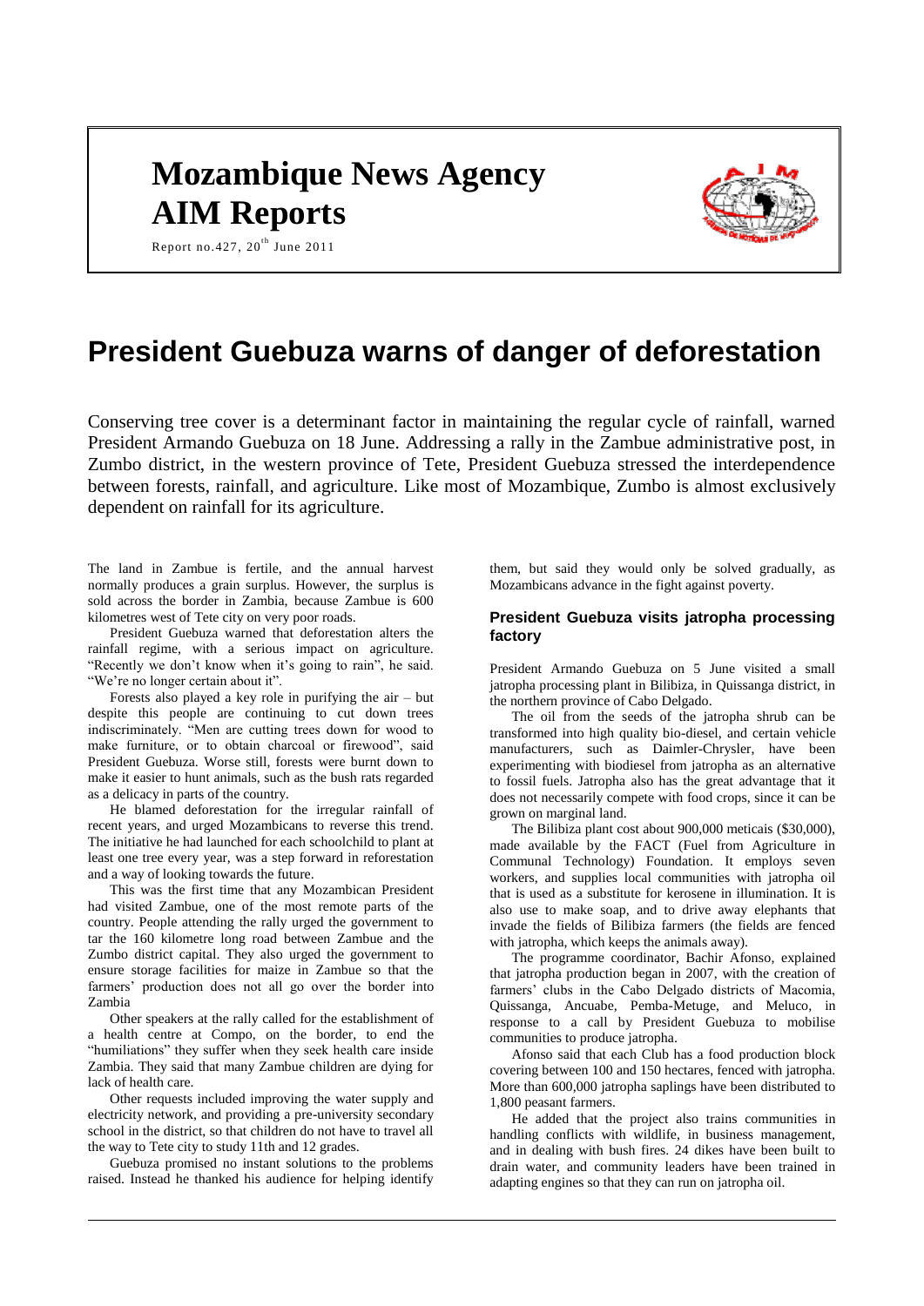# Mozambique News Agency
# AIM Reports

Report no.427, 20th June 2011

## President Guebuza warns of danger of deforestation

Conserving tree cover is a determinant factor in maintaining the regular cycle of rainfall, warned President Armando Guebuza on 18 June. Addressing a rally in the Zambue administrative post, in Zumbo district, in the western province of Tete, President Guebuza stressed the interdependence between forests, rainfall, and agriculture. Like most of Mozambique, Zumbo is almost exclusively dependent on rainfall for its agriculture.

The land in Zambue is fertile, and the annual harvest normally produces a grain surplus. However, the surplus is sold across the border in Zambia, because Zambue is 600 kilometres west of Tete city on very poor roads.

President Guebuza warned that deforestation alters the rainfall regime, with a serious impact on agriculture. "Recently we don't know when it's going to rain", he said. "We're no longer certain about it".

Forests also played a key role in purifying the air – but despite this people are continuing to cut down trees indiscriminately. "Men are cutting trees down for wood to make furniture, or to obtain charcoal or firewood", said President Guebuza. Worse still, forests were burnt down to make it easier to hunt animals, such as the bush rats regarded as a delicacy in parts of the country.

He blamed deforestation for the irregular rainfall of recent years, and urged Mozambicans to reverse this trend. The initiative he had launched for each schoolchild to plant at least one tree every year, was a step forward in reforestation and a way of looking towards the future.

This was the first time that any Mozambican President had visited Zambue, one of the most remote parts of the country. People attending the rally urged the government to tar the 160 kilometre long road between Zambue and the Zumbo district capital. They also urged the government to ensure storage facilities for maize in Zambue so that the farmers' production does not all go over the border into Zambia

Other speakers at the rally called for the establishment of a health centre at Compo, on the border, to end the "humiliations" they suffer when they seek health care inside Zambia. They said that many Zambue children are dying for lack of health care.

Other requests included improving the water supply and electricity network, and providing a pre-university secondary school in the district, so that children do not have to travel all the way to Tete city to study 11th and 12 grades.

Guebuza promised no instant solutions to the problems raised. Instead he thanked his audience for helping identify them, but said they would only be solved gradually, as Mozambicans advance in the fight against poverty.

### President Guebuza visits jatropha processing factory

President Armando Guebuza on 5 June visited a small jatropha processing plant in Bilibiza, in Quissanga district, in the northern province of Cabo Delgado.

The oil from the seeds of the jatropha shrub can be transformed into high quality bio-diesel, and certain vehicle manufacturers, such as Daimler-Chrysler, have been experimenting with biodiesel from jatropha as an alternative to fossil fuels. Jatropha also has the great advantage that it does not necessarily compete with food crops, since it can be grown on marginal land.

The Bilibiza plant cost about 900,000 meticais ($30,000), made available by the FACT (Fuel from Agriculture in Communal Technology) Foundation. It employs seven workers, and supplies local communities with jatropha oil that is used as a substitute for kerosene in illumination. It is also use to make soap, and to drive away elephants that invade the fields of Bilibiza farmers (the fields are fenced with jatropha, which keeps the animals away).

The programme coordinator, Bachir Afonso, explained that jatropha production began in 2007, with the creation of farmers' clubs in the Cabo Delgado districts of Macomia, Quissanga, Ancuabe, Pemba-Metuge, and Meluco, in response to a call by President Guebuza to mobilise communities to produce jatropha.

Afonso said that each Club has a food production block covering between 100 and 150 hectares, fenced with jatropha. More than 600,000 jatropha saplings have been distributed to 1,800 peasant farmers.

He added that the project also trains communities in handling conflicts with wildlife, in business management, and in dealing with bush fires. 24 dikes have been built to drain water, and community leaders have been trained in adapting engines so that they can run on jatropha oil.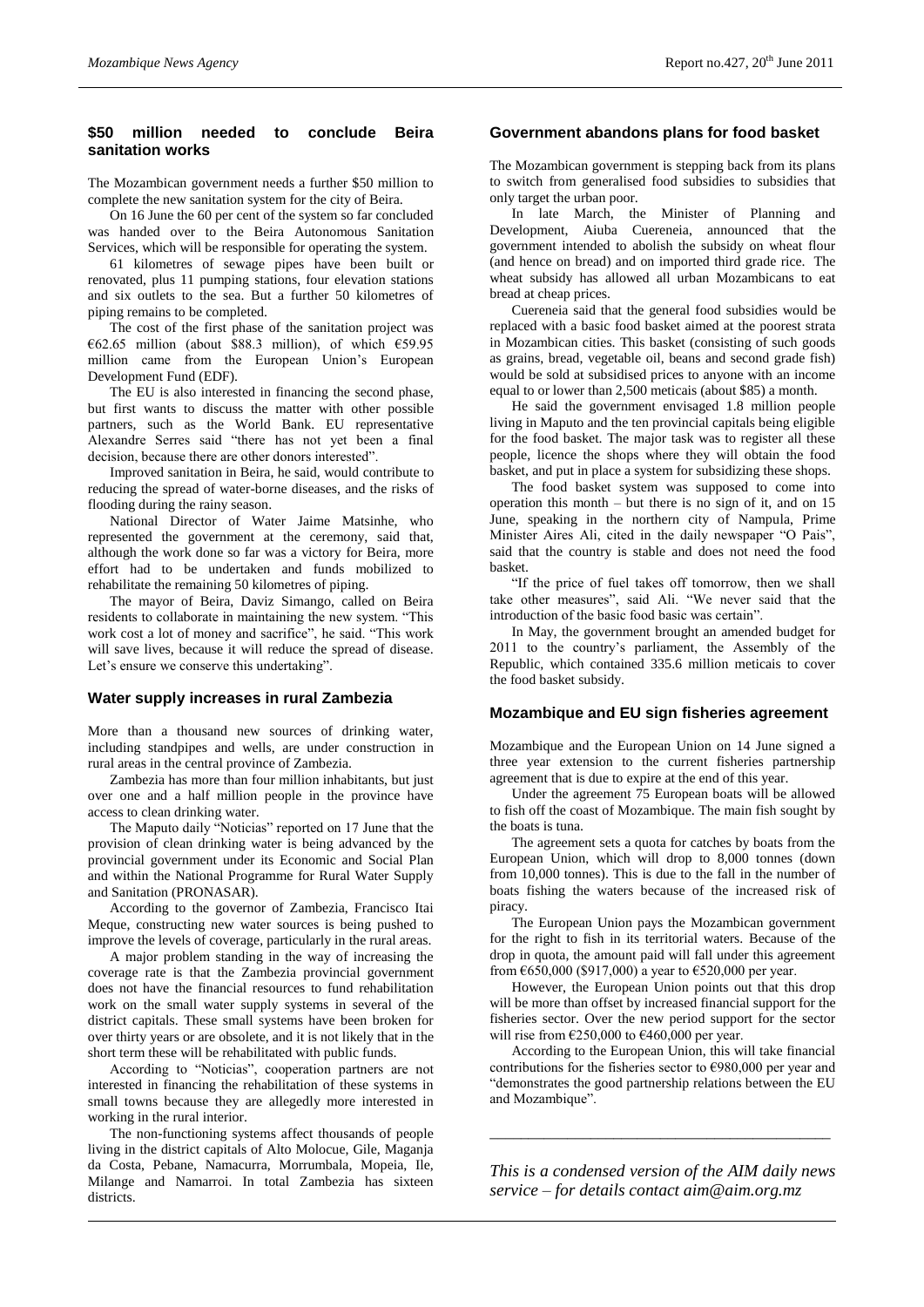## $50 million needed to conclude Beira sanitation works

The Mozambican government needs a further $50 million to complete the new sanitation system for the city of Beira.

On 16 June the 60 per cent of the system so far concluded was handed over to the Beira Autonomous Sanitation Services, which will be responsible for operating the system.

61 kilometres of sewage pipes have been built or renovated, plus 11 pumping stations, four elevation stations and six outlets to the sea. But a further 50 kilometres of piping remains to be completed.

The cost of the first phase of the sanitation project was €62.65 million (about $88.3 million), of which €59.95 million came from the European Union's European Development Fund (EDF).

The EU is also interested in financing the second phase, but first wants to discuss the matter with other possible partners, such as the World Bank. EU representative Alexandre Serres said "there has not yet been a final decision, because there are other donors interested".

Improved sanitation in Beira, he said, would contribute to reducing the spread of water-borne diseases, and the risks of flooding during the rainy season.

National Director of Water Jaime Matsinhe, who represented the government at the ceremony, said that, although the work done so far was a victory for Beira, more effort had to be undertaken and funds mobilized to rehabilitate the remaining 50 kilometres of piping.

The mayor of Beira, Daviz Simango, called on Beira residents to collaborate in maintaining the new system. "This work cost a lot of money and sacrifice", he said. "This work will save lives, because it will reduce the spread of disease. Let's ensure we conserve this undertaking".

## Water supply increases in rural Zambezia

More than a thousand new sources of drinking water, including standpipes and wells, are under construction in rural areas in the central province of Zambezia.

Zambezia has more than four million inhabitants, but just over one and a half million people in the province have access to clean drinking water.

The Maputo daily "Noticias" reported on 17 June that the provision of clean drinking water is being advanced by the provincial government under its Economic and Social Plan and within the National Programme for Rural Water Supply and Sanitation (PRONASAR).

According to the governor of Zambezia, Francisco Itai Meque, constructing new water sources is being pushed to improve the levels of coverage, particularly in the rural areas.

A major problem standing in the way of increasing the coverage rate is that the Zambezia provincial government does not have the financial resources to fund rehabilitation work on the small water supply systems in several of the district capitals. These small systems have been broken for over thirty years or are obsolete, and it is not likely that in the short term these will be rehabilitated with public funds.

According to "Noticias", cooperation partners are not interested in financing the rehabilitation of these systems in small towns because they are allegedly more interested in working in the rural interior.

The non-functioning systems affect thousands of people living in the district capitals of Alto Molocue, Gile, Maganja da Costa, Pebane, Namacurra, Morrumbala, Mopeia, Ile, Milange and Namarroi. In total Zambezia has sixteen districts.

## Government abandons plans for food basket

The Mozambican government is stepping back from its plans to switch from generalised food subsidies to subsidies that only target the urban poor.

In late March, the Minister of Planning and Development, Aiuba Cuereneia, announced that the government intended to abolish the subsidy on wheat flour (and hence on bread) and on imported third grade rice. The wheat subsidy has allowed all urban Mozambicans to eat bread at cheap prices.

Cuereneia said that the general food subsidies would be replaced with a basic food basket aimed at the poorest strata in Mozambican cities. This basket (consisting of such goods as grains, bread, vegetable oil, beans and second grade fish) would be sold at subsidised prices to anyone with an income equal to or lower than 2,500 meticais (about $85) a month.

He said the government envisaged 1.8 million people living in Maputo and the ten provincial capitals being eligible for the food basket. The major task was to register all these people, licence the shops where they will obtain the food basket, and put in place a system for subsidizing these shops.

The food basket system was supposed to come into operation this month – but there is no sign of it, and on 15 June, speaking in the northern city of Nampula, Prime Minister Aires Ali, cited in the daily newspaper "O Pais", said that the country is stable and does not need the food basket.

"If the price of fuel takes off tomorrow, then we shall take other measures", said Ali. "We never said that the introduction of the basic food basic was certain".

In May, the government brought an amended budget for 2011 to the country's parliament, the Assembly of the Republic, which contained 335.6 million meticais to cover the food basket subsidy.

## Mozambique and EU sign fisheries agreement

Mozambique and the European Union on 14 June signed a three year extension to the current fisheries partnership agreement that is due to expire at the end of this year.

Under the agreement 75 European boats will be allowed to fish off the coast of Mozambique. The main fish sought by the boats is tuna.

The agreement sets a quota for catches by boats from the European Union, which will drop to 8,000 tonnes (down from 10,000 tonnes). This is due to the fall in the number of boats fishing the waters because of the increased risk of piracy.

The European Union pays the Mozambican government for the right to fish in its territorial waters. Because of the drop in quota, the amount paid will fall under this agreement from €650,000 ($917,000) a year to €520,000 per year.

However, the European Union points out that this drop will be more than offset by increased financial support for the fisheries sector. Over the new period support for the sector will rise from €250,000 to €460,000 per year.

According to the European Union, this will take financial contributions for the fisheries sector to €980,000 per year and "demonstrates the good partnership relations between the EU and Mozambique".

---

*This is a condensed version of the AIM daily news service – for details contact aim@aim.org.mz*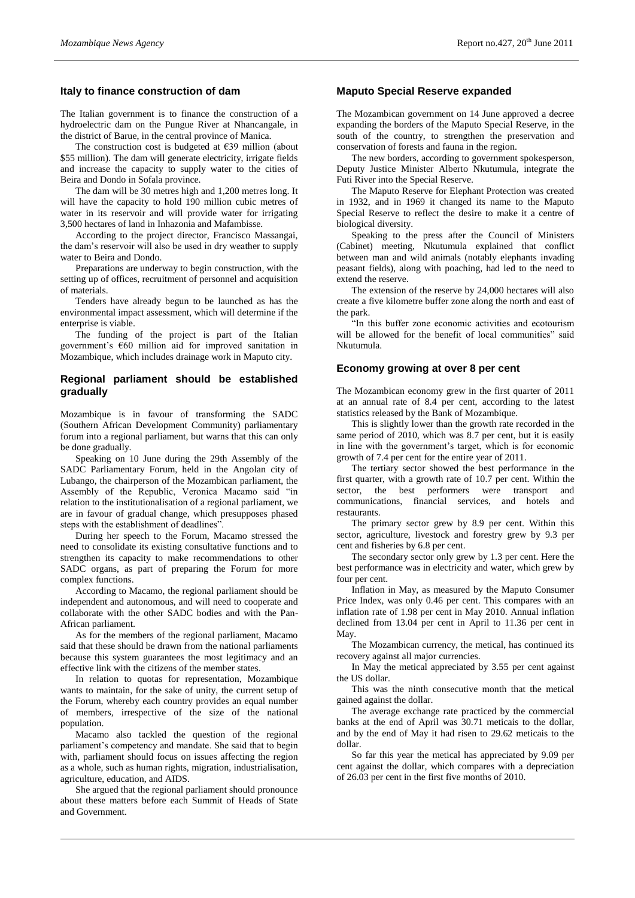## Italy to finance construction of dam

The Italian government is to finance the construction of a hydroelectric dam on the Pungue River at Nhancangale, in the district of Barue, in the central province of Manica.

The construction cost is budgeted at €39 million (about $55 million). The dam will generate electricity, irrigate fields and increase the capacity to supply water to the cities of Beira and Dondo in Sofala province.

The dam will be 30 metres high and 1,200 metres long. It will have the capacity to hold 190 million cubic metres of water in its reservoir and will provide water for irrigating 3,500 hectares of land in Inhazonia and Mafambisse.

According to the project director, Francisco Massangai, the dam's reservoir will also be used in dry weather to supply water to Beira and Dondo.

Preparations are underway to begin construction, with the setting up of offices, recruitment of personnel and acquisition of materials.

Tenders have already begun to be launched as has the environmental impact assessment, which will determine if the enterprise is viable.

The funding of the project is part of the Italian government's €60 million aid for improved sanitation in Mozambique, which includes drainage work in Maputo city.

## Regional parliament should be established gradually

Mozambique is in favour of transforming the SADC (Southern African Development Community) parliamentary forum into a regional parliament, but warns that this can only be done gradually.

Speaking on 10 June during the 29th Assembly of the SADC Parliamentary Forum, held in the Angolan city of Lubango, the chairperson of the Mozambican parliament, the Assembly of the Republic, Veronica Macamo said "in relation to the institutionalisation of a regional parliament, we are in favour of gradual change, which presupposes phased steps with the establishment of deadlines".

During her speech to the Forum, Macamo stressed the need to consolidate its existing consultative functions and to strengthen its capacity to make recommendations to other SADC organs, as part of preparing the Forum for more complex functions.

According to Macamo, the regional parliament should be independent and autonomous, and will need to cooperate and collaborate with the other SADC bodies and with the Pan-African parliament.

As for the members of the regional parliament, Macamo said that these should be drawn from the national parliaments because this system guarantees the most legitimacy and an effective link with the citizens of the member states.

In relation to quotas for representation, Mozambique wants to maintain, for the sake of unity, the current setup of the Forum, whereby each country provides an equal number of members, irrespective of the size of the national population.

Macamo also tackled the question of the regional parliament's competency and mandate. She said that to begin with, parliament should focus on issues affecting the region as a whole, such as human rights, migration, industrialisation, agriculture, education, and AIDS.

She argued that the regional parliament should pronounce about these matters before each Summit of Heads of State and Government.

## Maputo Special Reserve expanded

The Mozambican government on 14 June approved a decree expanding the borders of the Maputo Special Reserve, in the south of the country, to strengthen the preservation and conservation of forests and fauna in the region.

The new borders, according to government spokesperson, Deputy Justice Minister Alberto Nkutumula, integrate the Futi River into the Special Reserve.

The Maputo Reserve for Elephant Protection was created in 1932, and in 1969 it changed its name to the Maputo Special Reserve to reflect the desire to make it a centre of biological diversity.

Speaking to the press after the Council of Ministers (Cabinet) meeting, Nkutumula explained that conflict between man and wild animals (notably elephants invading peasant fields), along with poaching, had led to the need to extend the reserve.

The extension of the reserve by 24,000 hectares will also create a five kilometre buffer zone along the north and east of the park.

"In this buffer zone economic activities and ecotourism will be allowed for the benefit of local communities" said Nkutumula.

## Economy growing at over 8 per cent

The Mozambican economy grew in the first quarter of 2011 at an annual rate of 8.4 per cent, according to the latest statistics released by the Bank of Mozambique.

This is slightly lower than the growth rate recorded in the same period of 2010, which was 8.7 per cent, but it is easily in line with the government's target, which is for economic growth of 7.4 per cent for the entire year of 2011.

The tertiary sector showed the best performance in the first quarter, with a growth rate of 10.7 per cent. Within the sector, the best performers were transport and communications, financial services, and hotels and restaurants.

The primary sector grew by 8.9 per cent. Within this sector, agriculture, livestock and forestry grew by 9.3 per cent and fisheries by 6.8 per cent.

The secondary sector only grew by 1.3 per cent. Here the best performance was in electricity and water, which grew by four per cent.

Inflation in May, as measured by the Maputo Consumer Price Index, was only 0.46 per cent. This compares with an inflation rate of 1.98 per cent in May 2010. Annual inflation declined from 13.04 per cent in April to 11.36 per cent in May.

The Mozambican currency, the metical, has continued its recovery against all major currencies.

In May the metical appreciated by 3.55 per cent against the US dollar.

This was the ninth consecutive month that the metical gained against the dollar.

The average exchange rate practiced by the commercial banks at the end of April was 30.71 meticais to the dollar, and by the end of May it had risen to 29.62 meticais to the dollar.

So far this year the metical has appreciated by 9.09 per cent against the dollar, which compares with a depreciation of 26.03 per cent in the first five months of 2010.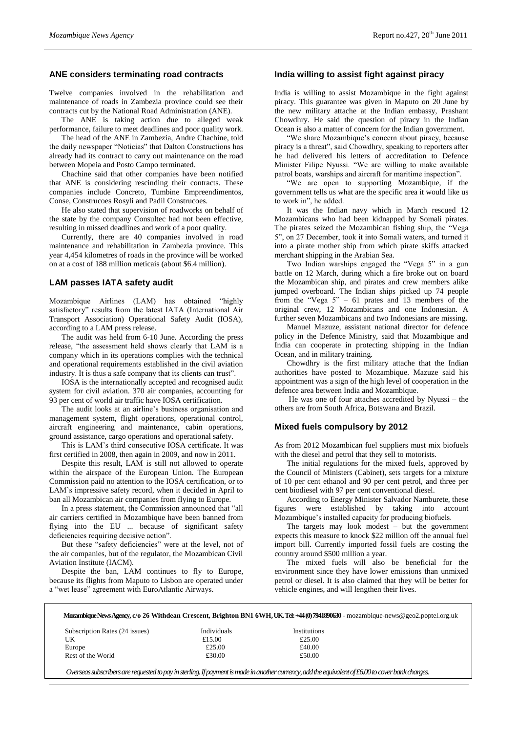## ANE considers terminating road contracts

Twelve companies involved in the rehabilitation and maintenance of roads in Zambezia province could see their contracts cut by the National Road Administration (ANE).

The ANE is taking action due to alleged weak performance, failure to meet deadlines and poor quality work.

The head of the ANE in Zambezia, Andre Chachine, told the daily newspaper "Noticias" that Dalton Constructions has already had its contract to carry out maintenance on the road between Mopeia and Posto Campo terminated.

Chachine said that other companies have been notified that ANE is considering rescinding their contracts. These companies include Concreto, Tumbine Empreendimentos, Conse, Construcoes Rosyli and Padil Construcoes.

He also stated that supervision of roadworks on behalf of the state by the company Consultec had not been effective, resulting in missed deadlines and work of a poor quality.

Currently, there are 40 companies involved in road maintenance and rehabilitation in Zambezia province. This year 4,454 kilometres of roads in the province will be worked on at a cost of 188 million meticais (about $6.4 million).

## LAM passes IATA safety audit

Mozambique Airlines (LAM) has obtained "highly satisfactory" results from the latest IATA (International Air Transport Association) Operational Safety Audit (IOSA), according to a LAM press release.

The audit was held from 6-10 June. According the press release, "the assessment held shows clearly that LAM is a company which in its operations complies with the technical and operational requirements established in the civil aviation industry. It is thus a safe company that its clients can trust".

IOSA is the internationally accepted and recognised audit system for civil aviation. 370 air companies, accounting for 93 per cent of world air traffic have IOSA certification.

The audit looks at an airline's business organisation and management system, flight operations, operational control, aircraft engineering and maintenance, cabin operations, ground assistance, cargo operations and operational safety.

This is LAM's third consecutive IOSA certificate. It was first certified in 2008, then again in 2009, and now in 2011.

Despite this result, LAM is still not allowed to operate within the airspace of the European Union. The European Commission paid no attention to the IOSA certification, or to LAM's impressive safety record, when it decided in April to ban all Mozambican air companies from flying to Europe.

In a press statement, the Commission announced that "all air carriers certified in Mozambique have been banned from flying into the EU ... because of significant safety deficiencies requiring decisive action".

But these "safety deficiencies" were at the level, not of the air companies, but of the regulator, the Mozambican Civil Aviation Institute (IACM).

Despite the ban, LAM continues to fly to Europe, because its flights from Maputo to Lisbon are operated under a "wet lease" agreement with EuroAtlantic Airways.

## India willing to assist fight against piracy

India is willing to assist Mozambique in the fight against piracy. This guarantee was given in Maputo on 20 June by the new military attache at the Indian embassy, Prashant Chowdhry. He said the question of piracy in the Indian Ocean is also a matter of concern for the Indian government.

"We share Mozambique's concern about piracy, because piracy is a threat", said Chowdhry, speaking to reporters after he had delivered his letters of accreditation to Defence Minister Filipe Nyussi. "We are willing to make available patrol boats, warships and aircraft for maritime inspection".

"We are open to supporting Mozambique, if the government tells us what are the specific area it would like us to work in", he added.

It was the Indian navy which in March rescued 12 Mozambicans who had been kidnapped by Somali pirates. The pirates seized the Mozambican fishing ship, the "Vega 5", on 27 December, took it into Somali waters, and turned it into a pirate mother ship from which pirate skiffs attacked merchant shipping in the Arabian Sea.

Two Indian warships engaged the "Vega 5" in a gun battle on 12 March, during which a fire broke out on board the Mozambican ship, and pirates and crew members alike jumped overboard. The Indian ships picked up 74 people from the "Vega 5" – 61 prates and 13 members of the original crew, 12 Mozambicans and one Indonesian. A further seven Mozambicans and two Indonesians are missing.

Manuel Mazuze, assistant national director for defence policy in the Defence Ministry, said that Mozambique and India can cooperate in protecting shipping in the Indian Ocean, and in military training.

Chowdhry is the first military attache that the Indian authorities have posted to Mozambique. Mazuze said his appointment was a sign of the high level of cooperation in the defence area between India and Mozambique.

He was one of four attaches accredited by Nyussi – the others are from South Africa, Botswana and Brazil.

## Mixed fuels compulsory by 2012

As from 2012 Mozambican fuel suppliers must mix biofuels with the diesel and petrol that they sell to motorists.

The initial regulations for the mixed fuels, approved by the Council of Ministers (Cabinet), sets targets for a mixture of 10 per cent ethanol and 90 per cent petrol, and three per cent biodiesel with 97 per cent conventional diesel.

According to Energy Minister Salvador Namburete, these figures were established by taking into account Mozambique's installed capacity for producing biofuels.

The targets may look modest – but the government expects this measure to knock $22 million off the annual fuel import bill. Currently imported fossil fuels are costing the country around $500 million a year.

The mixed fuels will also be beneficial for the environment since they have lower emissions than unmixed petrol or diesel. It is also claimed that they will be better for vehicle engines, and will lengthen their lives.

**Mozambique News Agency, c/o 26 Withdean Crescent, Brighton BN1 6WH, UK. Tel: +44 (0)7941890630** - mozambique-news@geo2.poptel.org.uk

| Subscription Rates (24 issues) | Individuals | Institutions |
| --- | --- | --- |
| UK | £15.00 | £25.00 |
| Europe | £25.00 | £40.00 |
| Rest of the World | £30.00 | £50.00 |

*Overseas subscribers are requested to pay in sterling. If payment is made in another currency, add the equivalent of £6.00 to cover bank charges.*